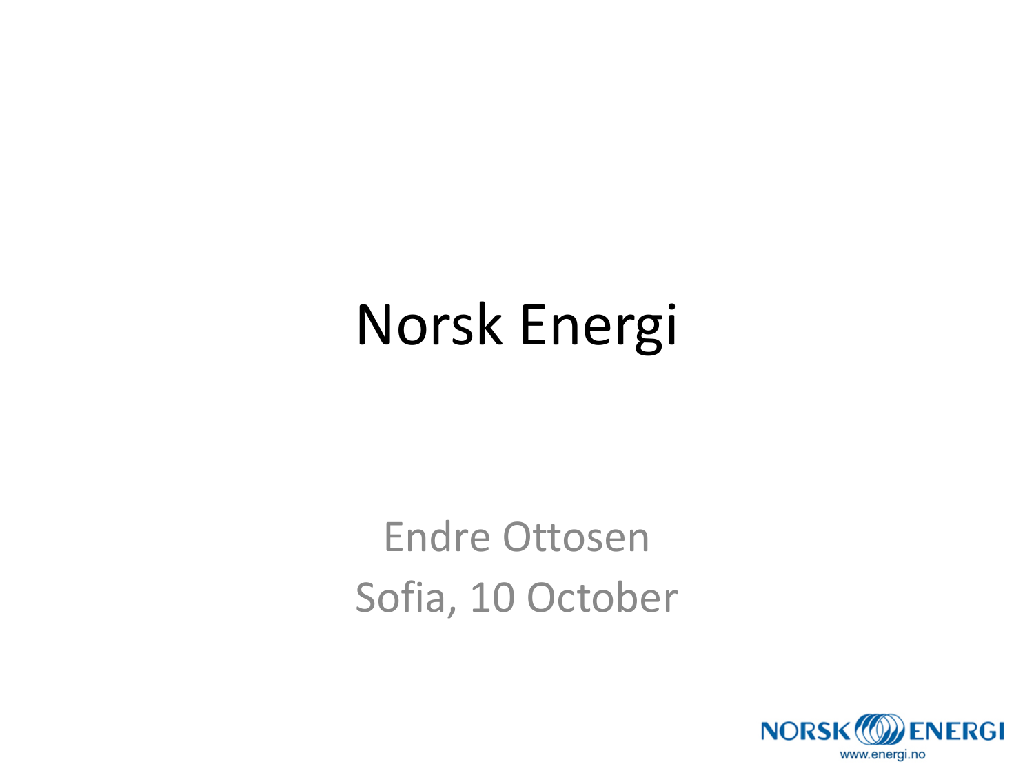# Norsk Energi

Endre Ottosen

Sofia, 10 October

NORSK ENERGI
www.energi.no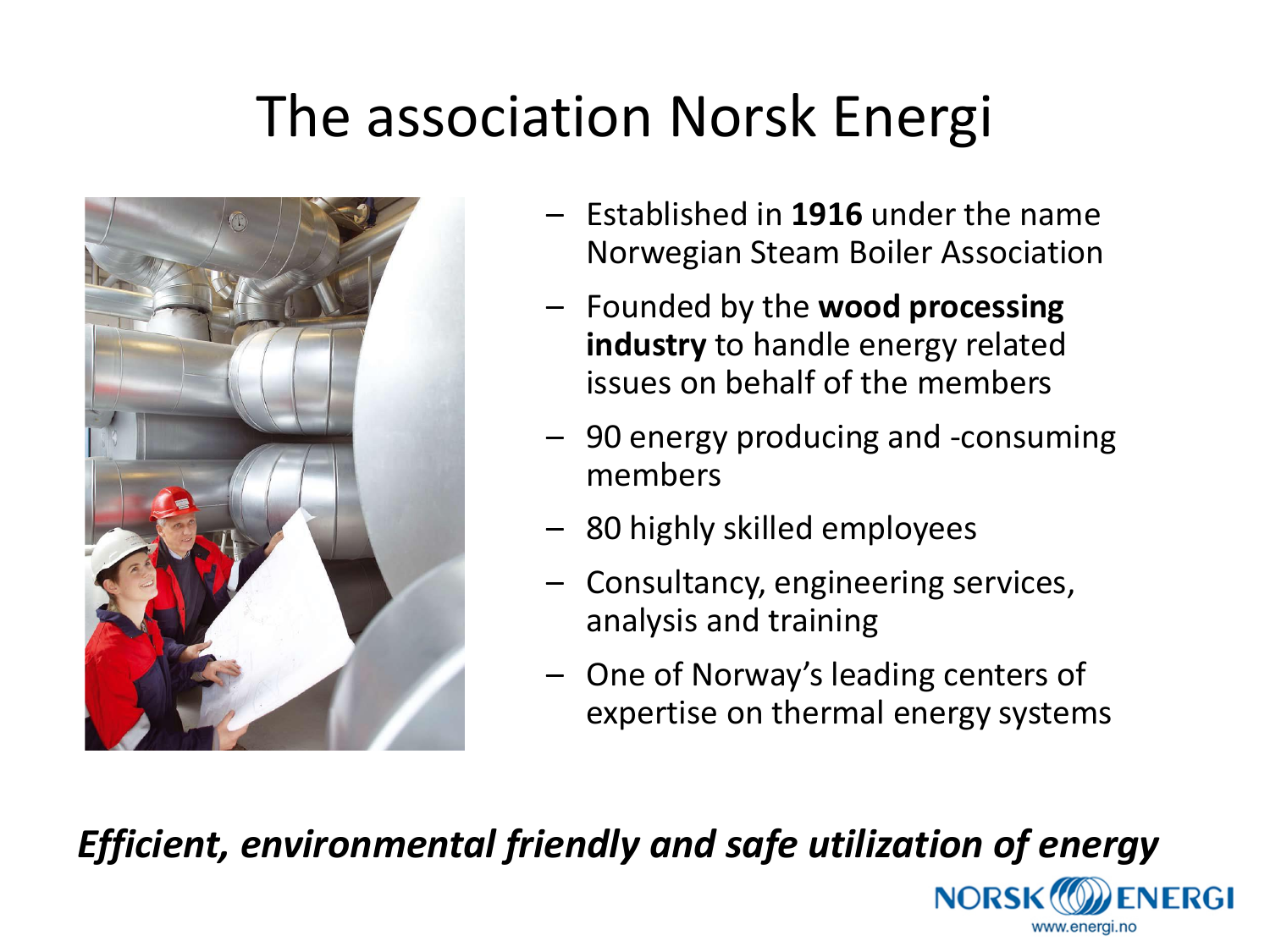# The association Norsk Energi

- Established in **1916** under the name Norwegian Steam Boiler Association
- Founded by the **wood processing industry** to handle energy related issues on behalf of the members
- 90 energy producing and -consuming members
- 80 highly skilled employees
- Consultancy, engineering services, analysis and training
- One of Norway's leading centers of expertise on thermal energy systems

***Efficient, environmental friendly and safe utilization of energy***

NORSK ENERGI
www.energi.no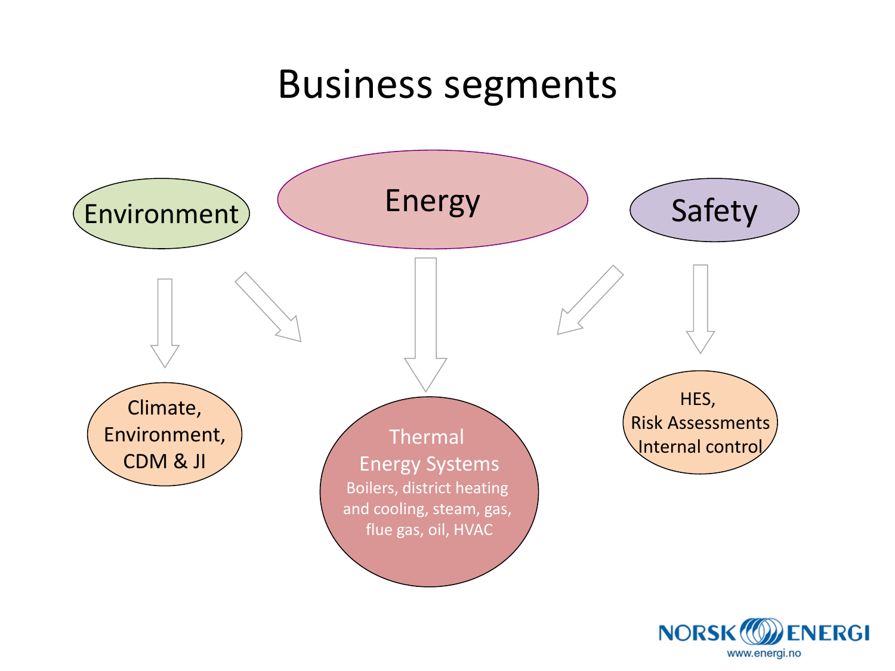# Business segments

Environment

Energy

Safety

Climate, Environment, CDM & JI

Thermal Energy Systems
Boilers, district heating and cooling, steam, gas, flue gas, oil, HVAC

HES,
Risk Assessments
Internal control

NORSK ENERGI
www.energi.no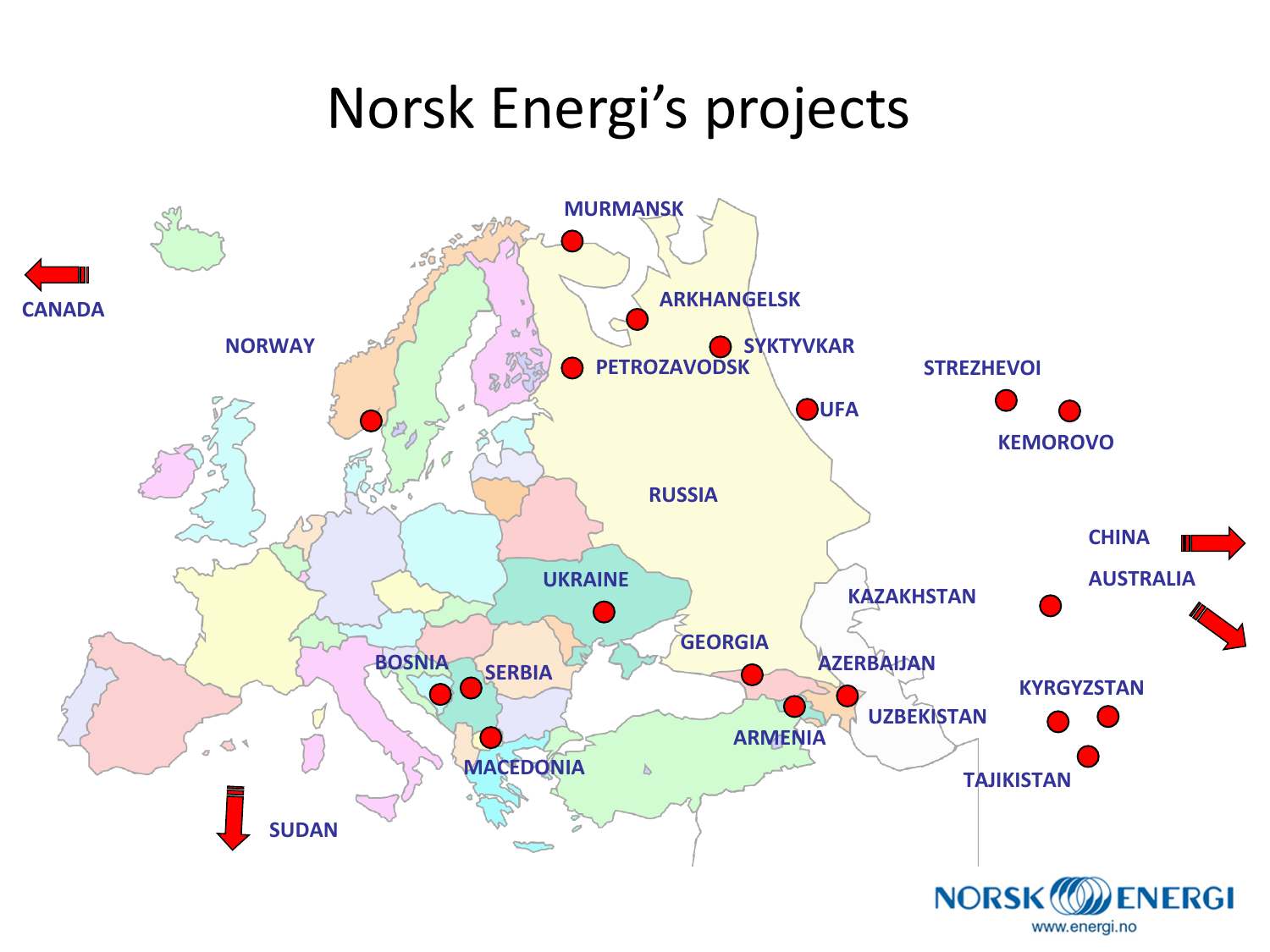# Norsk Energi's projects

MURMANSK

ARKHANGELSK

SYKTYVKAR

PETROZAVODSK

STREZHEVOI

CANADA

NORWAY

UFA

KEMOROVO

RUSSIA

CHINA

AUSTRALIA

UKRAINE

KAZAKHSTAN

GEORGIA

AZERBAIJAN

BOSNIA

SERBIA

KYRGYZSTAN

UZBEKISTAN

ARMENIA

MACEDONIA

TAJIKISTAN

SUDAN

NORSK ENERGI

www.energi.no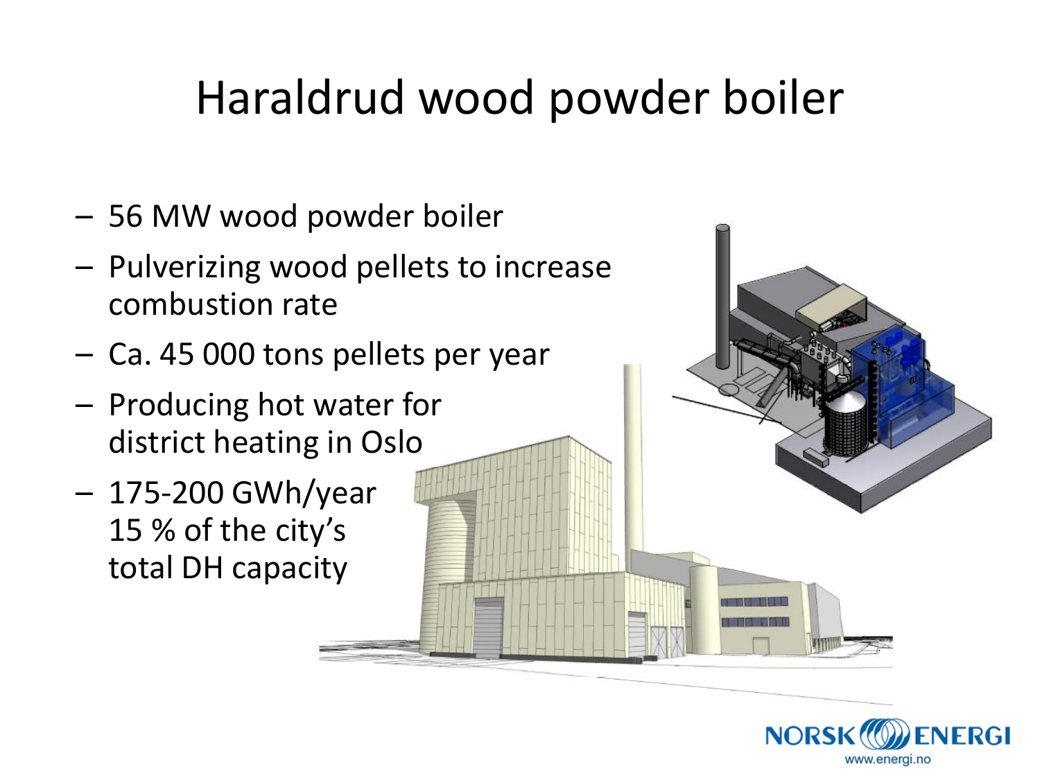# Haraldrud wood powder boiler

- 56 MW wood powder boiler
- Pulverizing wood pellets to increase combustion rate
- Ca. 45 000 tons pellets per year
- Producing hot water for district heating in Oslo
- 175-200 GWh/year
  15 % of the city's total DH capacity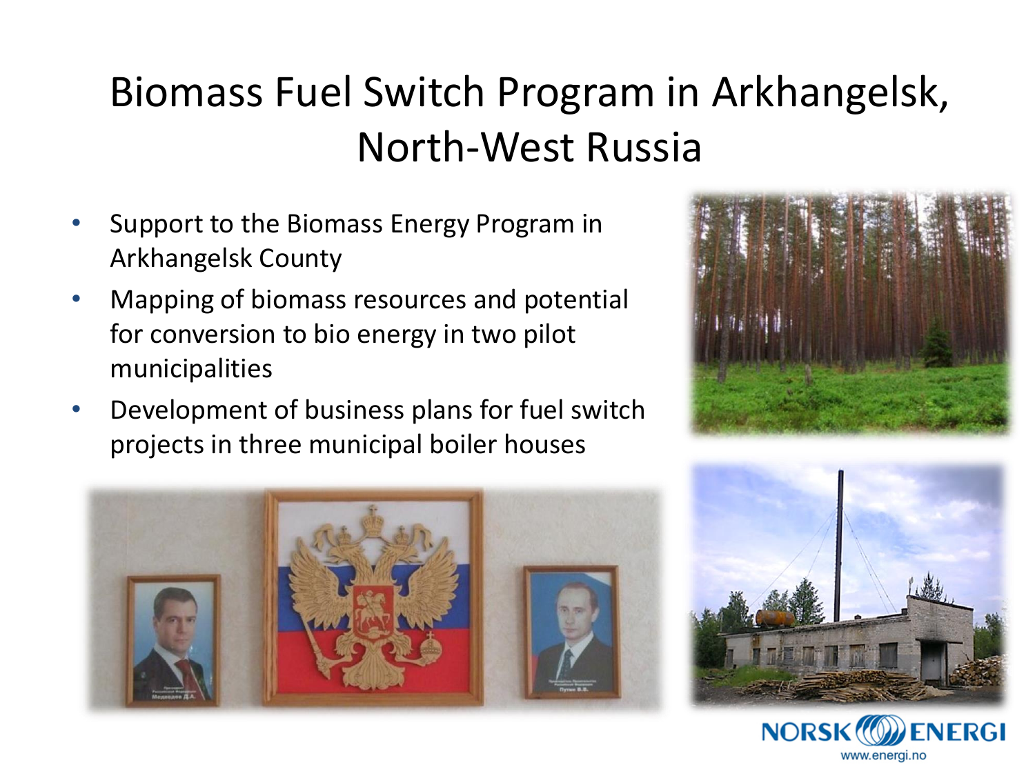# Biomass Fuel Switch Program in Arkhangelsk, North-West Russia

- Support to the Biomass Energy Program in Arkhangelsk County
- Mapping of biomass resources and potential for conversion to bio energy in two pilot municipalities
- Development of business plans for fuel switch projects in three municipal boiler houses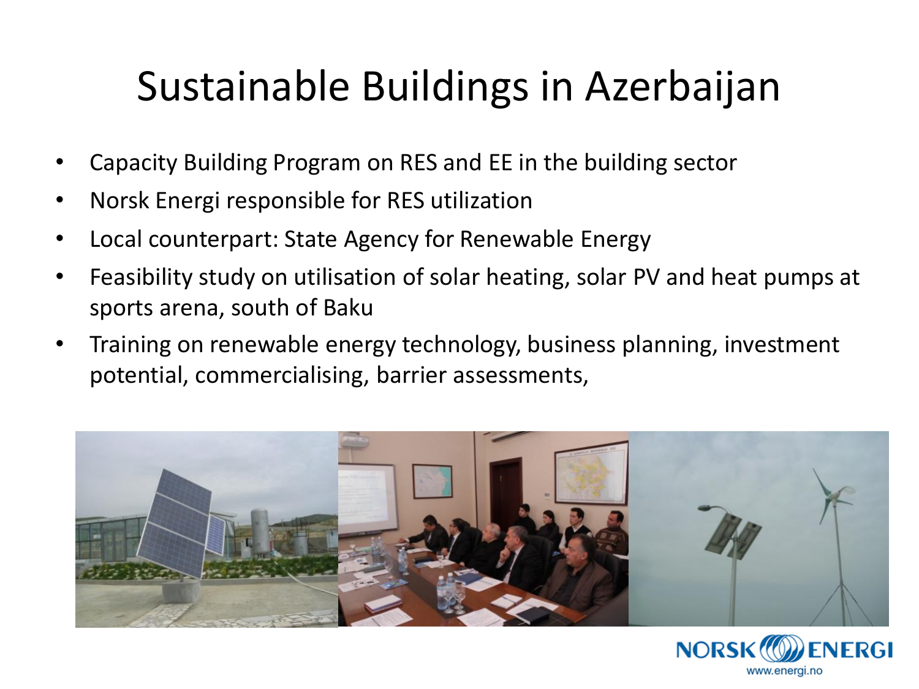# Sustainable Buildings in Azerbaijan

- Capacity Building Program on RES and EE in the building sector
- Norsk Energi responsible for RES utilization
- Local counterpart: State Agency for Renewable Energy
- Feasibility study on utilisation of solar heating, solar PV and heat pumps at sports arena, south of Baku
- Training on renewable energy technology, business planning, investment potential, commercialising, barrier assessments,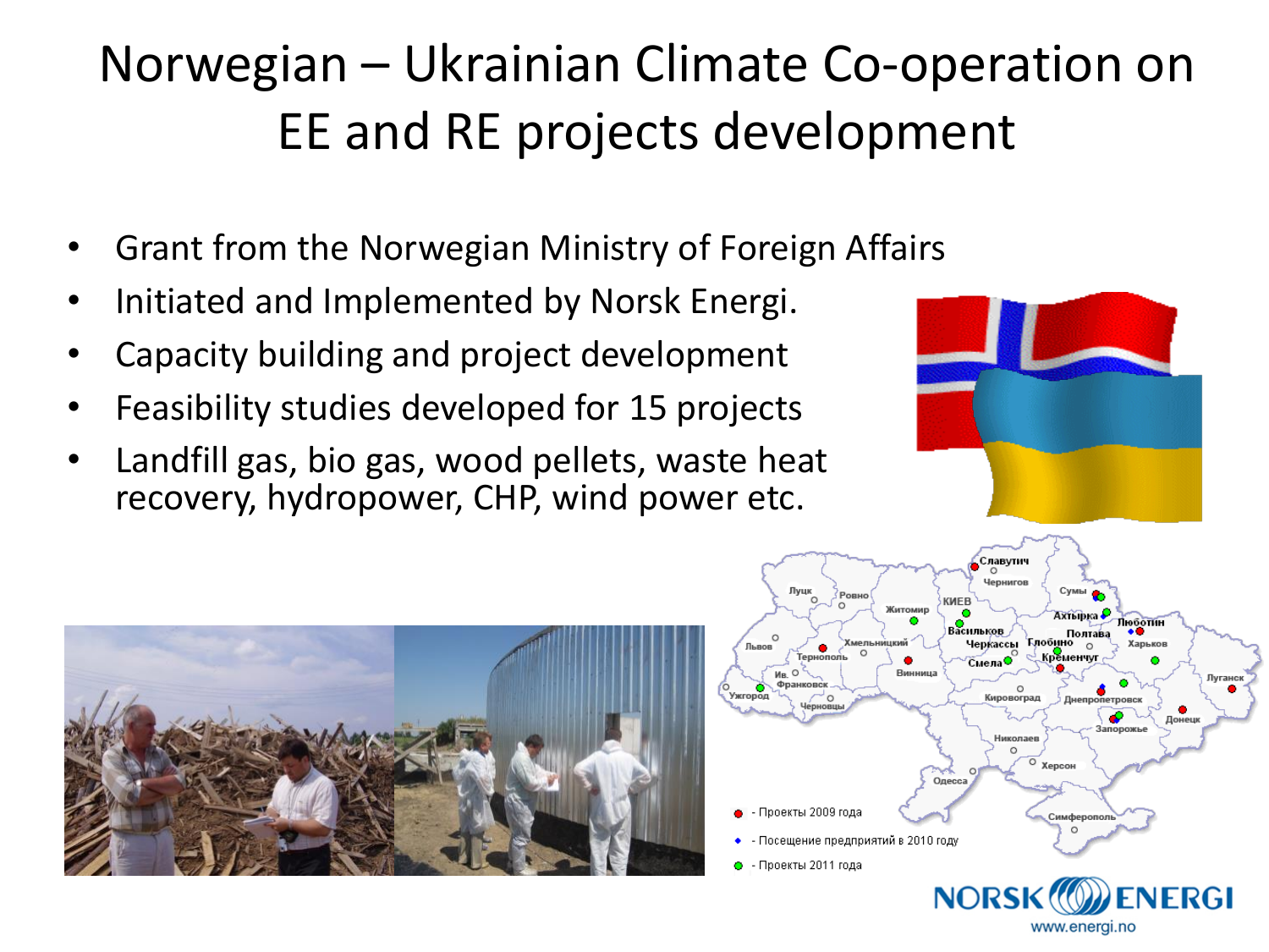# Norwegian – Ukrainian Climate Co-operation on EE and RE projects development

- Grant from the Norwegian Ministry of Foreign Affairs
- Initiated and Implemented by Norsk Energi.
- Capacity building and project development
- Feasibility studies developed for 15 projects
- Landfill gas, bio gas, wood pellets, waste heat recovery, hydropower, CHP, wind power etc.

- Проекты 2009 года
- Посещение предприятий в 2010 году
- Проекты 2011 года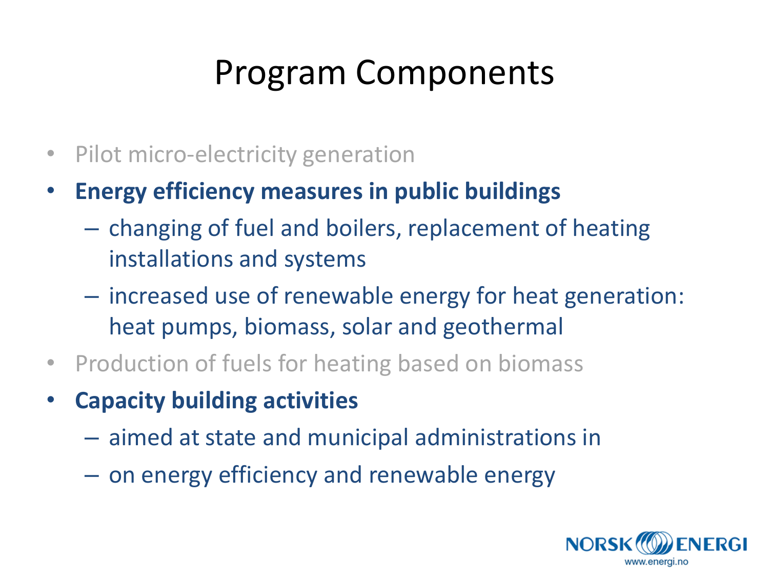# Program Components

- Pilot micro-electricity generation
- **Energy efficiency measures in public buildings**
  - changing of fuel and boilers, replacement of heating installations and systems
  - increased use of renewable energy for heat generation: heat pumps, biomass, solar and geothermal
- Production of fuels for heating based on biomass
- **Capacity building activities**
  - aimed at state and municipal administrations in
  - on energy efficiency and renewable energy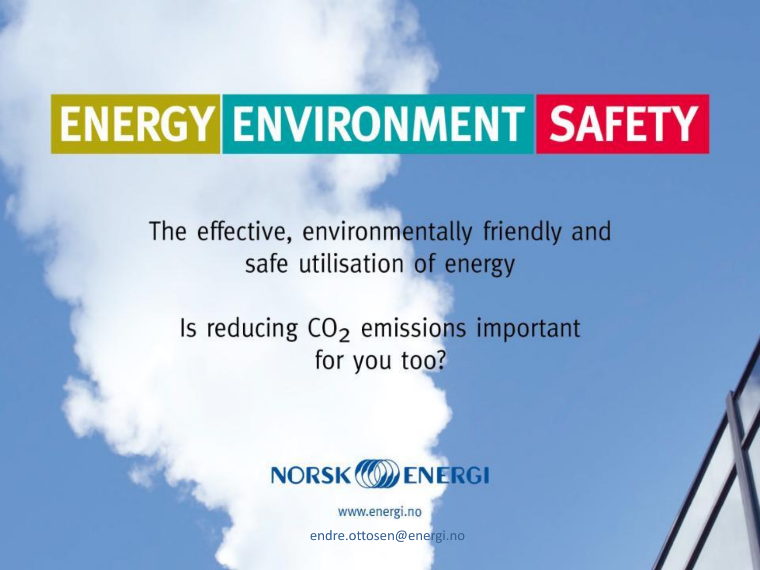# ENERGY ENVIRONMENT SAFETY

The effective, environmentally friendly and safe utilisation of energy

Is reducing $CO_2$ emissions important for you too?

NORSK ENERGI

www.energi.no

endre.ottosen@energi.no